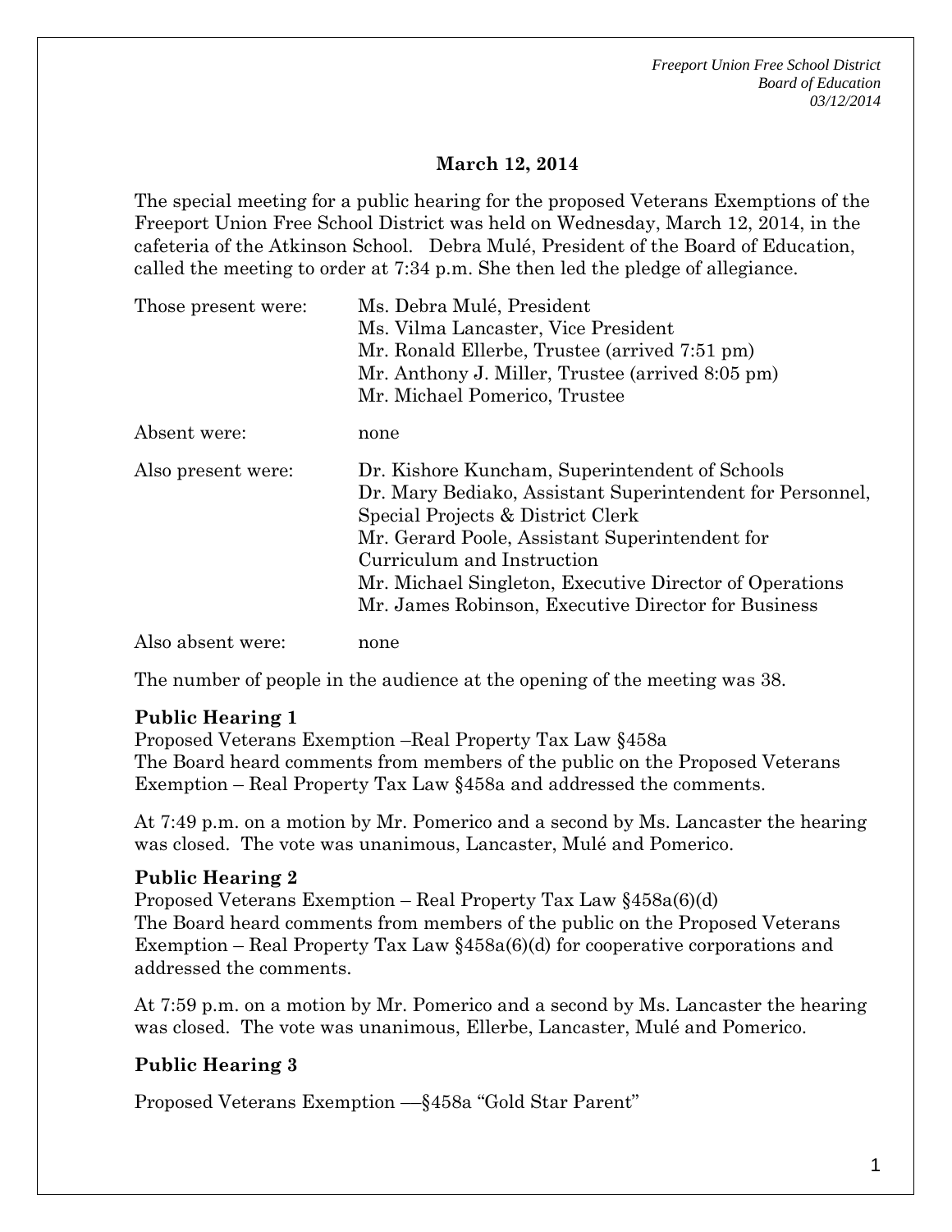**March 12, 2014**

The special meeting for a public hearing for the proposed Veterans Exemptions of the Freeport Union Free School District was held on Wednesday, March 12, 2014, in the cafeteria of the Atkinson School. Debra Mulé, President of the Board of Education, called the meeting to order at 7:34 p.m. She then led the pledge of allegiance.

| | |
|---|---|
| Those present were: | Ms. Debra Mulé, President<br>Ms. Vilma Lancaster, Vice President<br>Mr. Ronald Ellerbe, Trustee (arrived 7:51 pm)<br>Mr. Anthony J. Miller, Trustee (arrived 8:05 pm)<br>Mr. Michael Pomerico, Trustee |
| Absent were: | none |
| Also present were: | Dr. Kishore Kuncham, Superintendent of Schools<br>Dr. Mary Bediako, Assistant Superintendent for Personnel, Special Projects & District Clerk<br>Mr. Gerard Poole, Assistant Superintendent for Curriculum and Instruction<br>Mr. Michael Singleton, Executive Director of Operations<br>Mr. James Robinson, Executive Director for Business |
| Also absent were: | none |

The number of people in the audience at the opening of the meeting was 38.

**Public Hearing 1**
Proposed Veterans Exemption –Real Property Tax Law §458a
The Board heard comments from members of the public on the Proposed Veterans Exemption – Real Property Tax Law §458a and addressed the comments.

At 7:49 p.m. on a motion by Mr. Pomerico and a second by Ms. Lancaster the hearing was closed. The vote was unanimous, Lancaster, Mulé and Pomerico.

**Public Hearing 2**
Proposed Veterans Exemption – Real Property Tax Law §458a(6)(d)
The Board heard comments from members of the public on the Proposed Veterans Exemption – Real Property Tax Law §458a(6)(d) for cooperative corporations and addressed the comments.

At 7:59 p.m. on a motion by Mr. Pomerico and a second by Ms. Lancaster the hearing was closed. The vote was unanimous, Ellerbe, Lancaster, Mulé and Pomerico.

**Public Hearing 3**

Proposed Veterans Exemption —§458a "Gold Star Parent"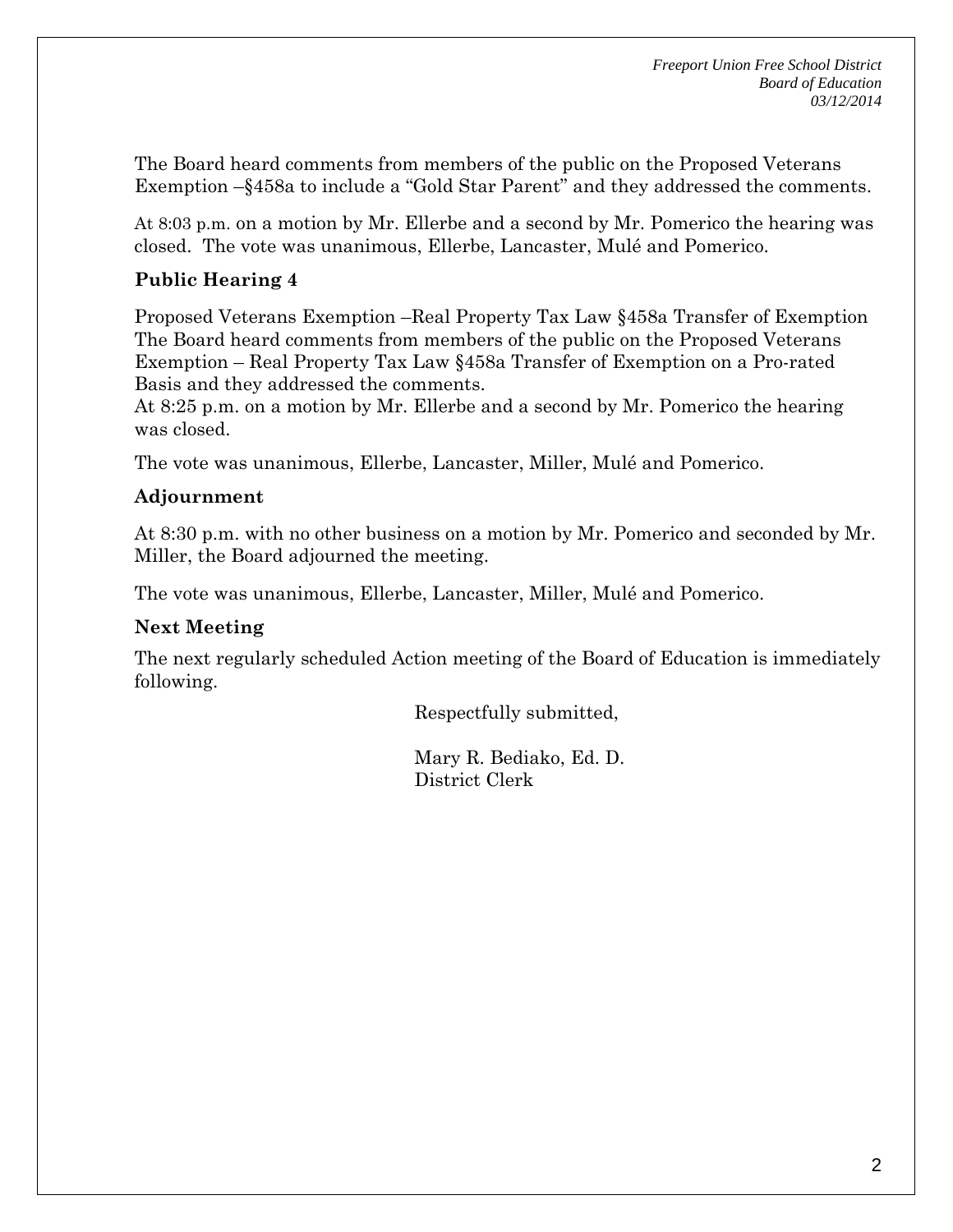The Board heard comments from members of the public on the Proposed Veterans Exemption –§458a to include a "Gold Star Parent" and they addressed the comments.

At 8:03 p.m. on a motion by Mr. Ellerbe and a second by Mr. Pomerico the hearing was closed. The vote was unanimous, Ellerbe, Lancaster, Mulé and Pomerico.

### Public Hearing 4

Proposed Veterans Exemption –Real Property Tax Law §458a Transfer of Exemption
The Board heard comments from members of the public on the Proposed Veterans Exemption – Real Property Tax Law §458a Transfer of Exemption on a Pro-rated Basis and they addressed the comments.
At 8:25 p.m. on a motion by Mr. Ellerbe and a second by Mr. Pomerico the hearing was closed.

The vote was unanimous, Ellerbe, Lancaster, Miller, Mulé and Pomerico.

### Adjournment

At 8:30 p.m. with no other business on a motion by Mr. Pomerico and seconded by Mr. Miller, the Board adjourned the meeting.

The vote was unanimous, Ellerbe, Lancaster, Miller, Mulé and Pomerico.

### Next Meeting

The next regularly scheduled Action meeting of the Board of Education is immediately following.

Respectfully submitted,

Mary R. Bediako, Ed. D.
District Clerk